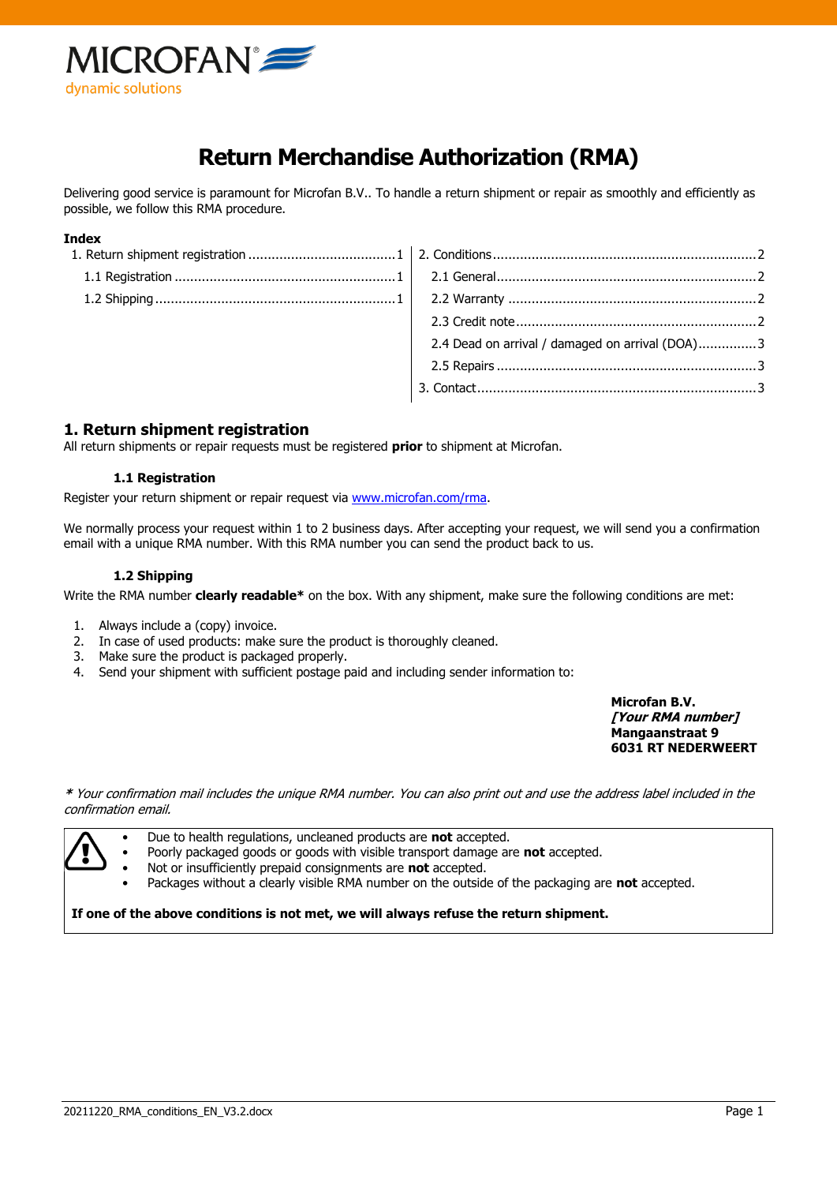MICROFAN
dynamic solutions

# Return Merchandise Authorization (RMA)

Delivering good service is paramount for Microfan B.V.. To handle a return shipment or repair as smoothly and efficiently as possible, we follow this RMA procedure.

**Index**

1. Return shipment registration ..................................... 1
   - 1.1 Registration ..................................... 1
   - 1.2 Shipping ..................................... 1
2. Conditions ..................................... 2
   - 2.1 General ..................................... 2
   - 2.2 Warranty ..................................... 2
   - 2.3 Credit note ..................................... 2
   - 2.4 Dead on arrival / damaged on arrival (DOA) ..................................... 3
   - 2.5 Repairs ..................................... 3
3. Contact ..................................... 3

## 1. Return shipment registration

All return shipments or repair requests must be registered **prior** to shipment at Microfan.

### 1.1 Registration

Register your return shipment or repair request via [www.microfan.com/rma](http://www.microfan.com/rma).

We normally process your request within 1 to 2 business days. After accepting your request, we will send you a confirmation email with a unique RMA number. With this RMA number you can send the product back to us.

### 1.2 Shipping

Write the RMA number **clearly readable*** on the box. With any shipment, make sure the following conditions are met:

1. Always include a (copy) invoice.
2. In case of used products: make sure the product is thoroughly cleaned.
3. Make sure the product is packaged properly.
4. Send your shipment with sufficient postage paid and including sender information to:

**Microfan B.V.**
***[Your RMA number]***
**Mangaanstraat 9**
**6031 RT NEDERWEERT**

*\* Your confirmation mail includes the unique RMA number. You can also print out and use the address label included in the confirmation email.*

- Due to health regulations, uncleaned products are **not** accepted.
- Poorly packaged goods or goods with visible transport damage are **not** accepted.
- Not or insufficiently prepaid consignments are **not** accepted.
- Packages without a clearly visible RMA number on the outside of the packaging are **not** accepted.

**If one of the above conditions is not met, we will always refuse the return shipment.**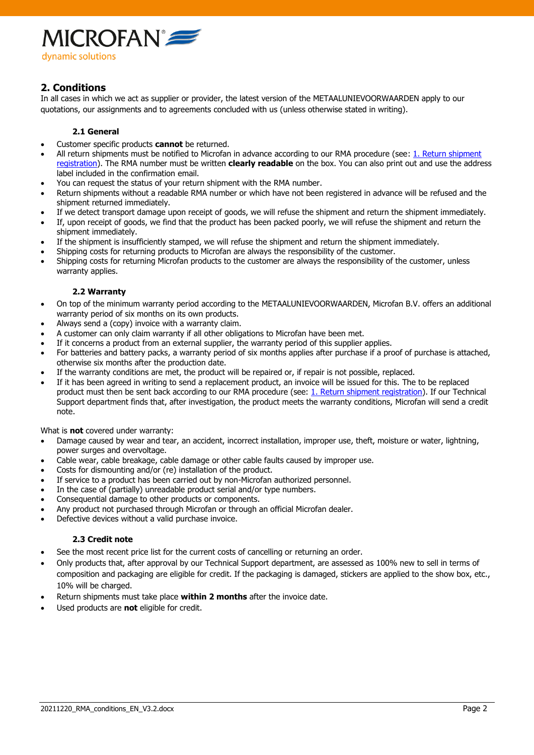## 2. Conditions

In all cases in which we act as supplier or provider, the latest version of the METAALUNIEVOORWAARDEN apply to our quotations, our assignments and to agreements concluded with us (unless otherwise stated in writing).

### 2.1 General

- Customer specific products **cannot** be returned.
- All return shipments must be notified to Microfan in advance according to our RMA procedure (see: 1. Return shipment registration). The RMA number must be written **clearly readable** on the box. You can also print out and use the address label included in the confirmation email.
- You can request the status of your return shipment with the RMA number.
- Return shipments without a readable RMA number or which have not been registered in advance will be refused and the shipment returned immediately.
- If we detect transport damage upon receipt of goods, we will refuse the shipment and return the shipment immediately.
- If, upon receipt of goods, we find that the product has been packed poorly, we will refuse the shipment and return the shipment immediately.
- If the shipment is insufficiently stamped, we will refuse the shipment and return the shipment immediately.
- Shipping costs for returning products to Microfan are always the responsibility of the customer.
- Shipping costs for returning Microfan products to the customer are always the responsibility of the customer, unless warranty applies.

### 2.2 Warranty

- On top of the minimum warranty period according to the METAALUNIEVOORWAARDEN, Microfan B.V. offers an additional warranty period of six months on its own products.
- Always send a (copy) invoice with a warranty claim.
- A customer can only claim warranty if all other obligations to Microfan have been met.
- If it concerns a product from an external supplier, the warranty period of this supplier applies.
- For batteries and battery packs, a warranty period of six months applies after purchase if a proof of purchase is attached, otherwise six months after the production date.
- If the warranty conditions are met, the product will be repaired or, if repair is not possible, replaced.
- If it has been agreed in writing to send a replacement product, an invoice will be issued for this. The to be replaced product must then be sent back according to our RMA procedure (see: 1. Return shipment registration). If our Technical Support department finds that, after investigation, the product meets the warranty conditions, Microfan will send a credit note.

What is **not** covered under warranty:

- Damage caused by wear and tear, an accident, incorrect installation, improper use, theft, moisture or water, lightning, power surges and overvoltage.
- Cable wear, cable breakage, cable damage or other cable faults caused by improper use.
- Costs for dismounting and/or (re) installation of the product.
- If service to a product has been carried out by non-Microfan authorized personnel.
- In the case of (partially) unreadable product serial and/or type numbers.
- Consequential damage to other products or components.
- Any product not purchased through Microfan or through an official Microfan dealer.
- Defective devices without a valid purchase invoice.

### 2.3 Credit note

- See the most recent price list for the current costs of cancelling or returning an order.
- Only products that, after approval by our Technical Support department, are assessed as 100% new to sell in terms of composition and packaging are eligible for credit. If the packaging is damaged, stickers are applied to the show box, etc., 10% will be charged.
- Return shipments must take place **within 2 months** after the invoice date.
- Used products are **not** eligible for credit.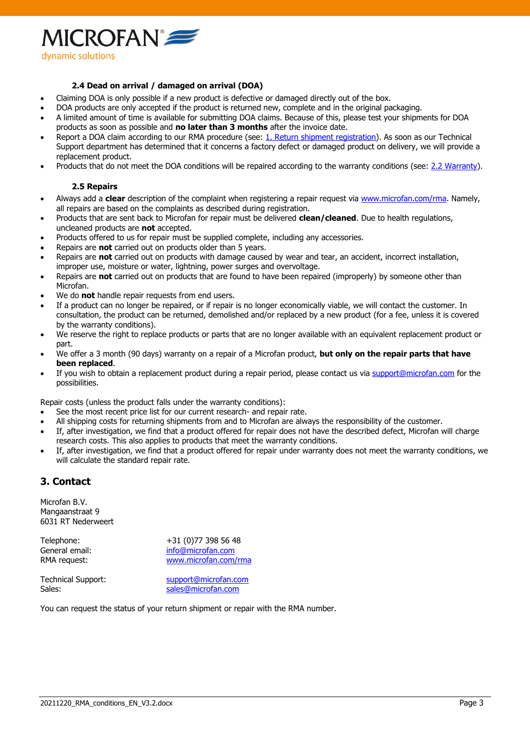MICROFAN®
dynamic solutions

### 2.4 Dead on arrival / damaged on arrival (DOA)

- Claiming DOA is only possible if a new product is defective or damaged directly out of the box.
- DOA products are only accepted if the product is returned new, complete and in the original packaging.
- A limited amount of time is available for submitting DOA claims. Because of this, please test your shipments for DOA products as soon as possible and **no later than 3 months** after the invoice date.
- Report a DOA claim according to our RMA procedure (see: 1. Return shipment registration). As soon as our Technical Support department has determined that it concerns a factory defect or damaged product on delivery, we will provide a replacement product.
- Products that do not meet the DOA conditions will be repaired according to the warranty conditions (see: 2.2 Warranty).

### 2.5 Repairs

- Always add a **clear** description of the complaint when registering a repair request via www.microfan.com/rma. Namely, all repairs are based on the complaints as described during registration.
- Products that are sent back to Microfan for repair must be delivered **clean/cleaned**. Due to health regulations, uncleaned products are **not** accepted.
- Products offered to us for repair must be supplied complete, including any accessories.
- Repairs are **not** carried out on products older than 5 years.
- Repairs are **not** carried out on products with damage caused by wear and tear, an accident, incorrect installation, improper use, moisture or water, lightning, power surges and overvoltage.
- Repairs are **not** carried out on products that are found to have been repaired (improperly) by someone other than Microfan.
- We do **not** handle repair requests from end users.
- If a product can no longer be repaired, or if repair is no longer economically viable, we will contact the customer. In consultation, the product can be returned, demolished and/or replaced by a new product (for a fee, unless it is covered by the warranty conditions).
- We reserve the right to replace products or parts that are no longer available with an equivalent replacement product or part.
- We offer a 3 month (90 days) warranty on a repair of a Microfan product, **but only on the repair parts that have been replaced**.
- If you wish to obtain a replacement product during a repair period, please contact us via support@microfan.com for the possibilities.

Repair costs (unless the product falls under the warranty conditions):

- See the most recent price list for our current research- and repair rate.
- All shipping costs for returning shipments from and to Microfan are always the responsibility of the customer.
- If, after investigation, we find that a product offered for repair does not have the described defect, Microfan will charge research costs. This also applies to products that meet the warranty conditions.
- If, after investigation, we find that a product offered for repair under warranty does not meet the warranty conditions, we will calculate the standard repair rate.

## 3. Contact

Microfan B.V.
Mangaanstraat 9
6031 RT Nederweert

| | |
|---|---|
| Telephone: | +31 (0)77 398 56 48 |
| General email: | info@microfan.com |
| RMA request: | www.microfan.com/rma |
| Technical Support: | support@microfan.com |
| Sales: | sales@microfan.com |

You can request the status of your return shipment or repair with the RMA number.